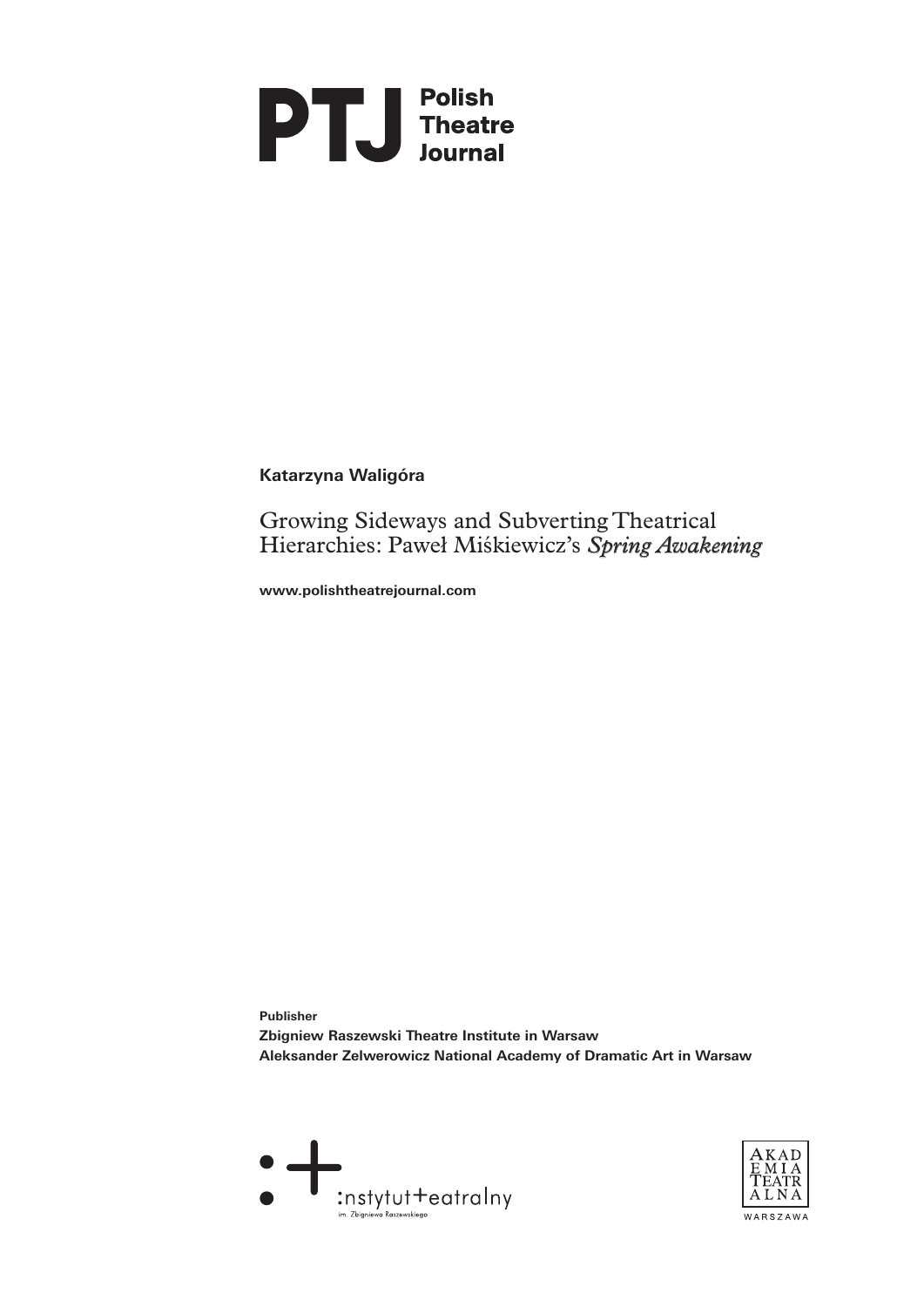**PTJ** Polish Theatre Journal

**Katarzyna Waligóra**

# Growing Sideways and Subverting Theatrical Hierarchies: Paweł Miśkiewicz's *Spring Awakening*

**www.polishtheatrejournal.com**

**Publisher**
**Zbigniew Raszewski Theatre Institute in Warsaw**
**Aleksander Zelwerowicz National Academy of Dramatic Art in Warsaw**

:nstytut+eatralny
im. Zbigniewa Raszewskiego

AKADEMIA TEATRALNA
WARSZAWA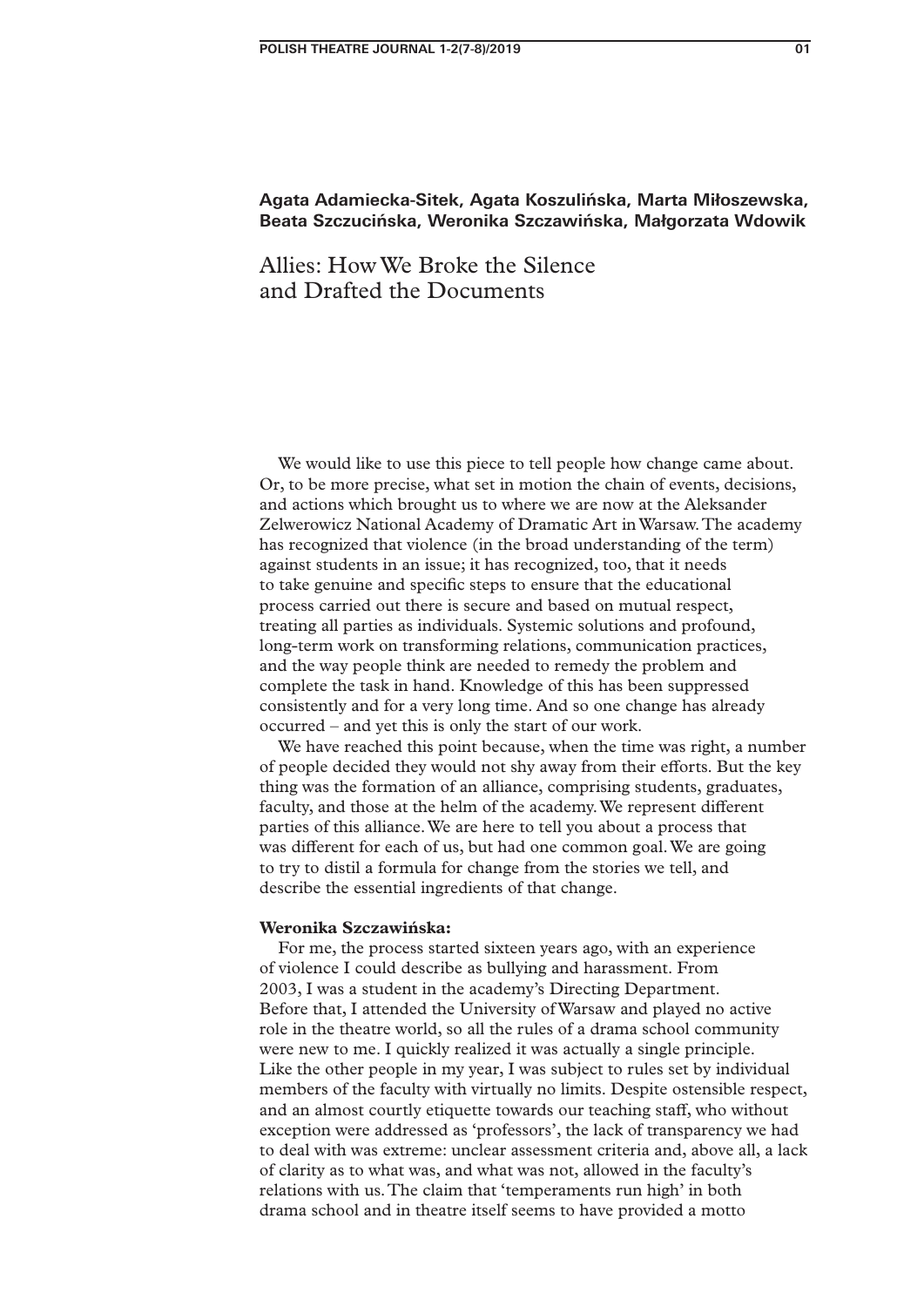**Agata Adamiecka-Sitek, Agata Koszulińska, Marta Miłoszewska, Beata Szczucińska, Weronika Szczawińska, Małgorzata Wdowik**

# Allies: How We Broke the Silence and Drafted the Documents

We would like to use this piece to tell people how change came about. Or, to be more precise, what set in motion the chain of events, decisions, and actions which brought us to where we are now at the Aleksander Zelwerowicz National Academy of Dramatic Art in Warsaw. The academy has recognized that violence (in the broad understanding of the term) against students in an issue; it has recognized, too, that it needs to take genuine and specific steps to ensure that the educational process carried out there is secure and based on mutual respect, treating all parties as individuals. Systemic solutions and profound, long-term work on transforming relations, communication practices, and the way people think are needed to remedy the problem and complete the task in hand. Knowledge of this has been suppressed consistently and for a very long time. And so one change has already occurred – and yet this is only the start of our work.

We have reached this point because, when the time was right, a number of people decided they would not shy away from their efforts. But the key thing was the formation of an alliance, comprising students, graduates, faculty, and those at the helm of the academy. We represent different parties of this alliance. We are here to tell you about a process that was different for each of us, but had one common goal. We are going to try to distil a formula for change from the stories we tell, and describe the essential ingredients of that change.

**Weronika Szczawińska:**

For me, the process started sixteen years ago, with an experience of violence I could describe as bullying and harassment. From 2003, I was a student in the academy's Directing Department. Before that, I attended the University of Warsaw and played no active role in the theatre world, so all the rules of a drama school community were new to me. I quickly realized it was actually a single principle. Like the other people in my year, I was subject to rules set by individual members of the faculty with virtually no limits. Despite ostensible respect, and an almost courtly etiquette towards our teaching staff, who without exception were addressed as 'professors', the lack of transparency we had to deal with was extreme: unclear assessment criteria and, above all, a lack of clarity as to what was, and what was not, allowed in the faculty's relations with us. The claim that 'temperaments run high' in both drama school and in theatre itself seems to have provided a motto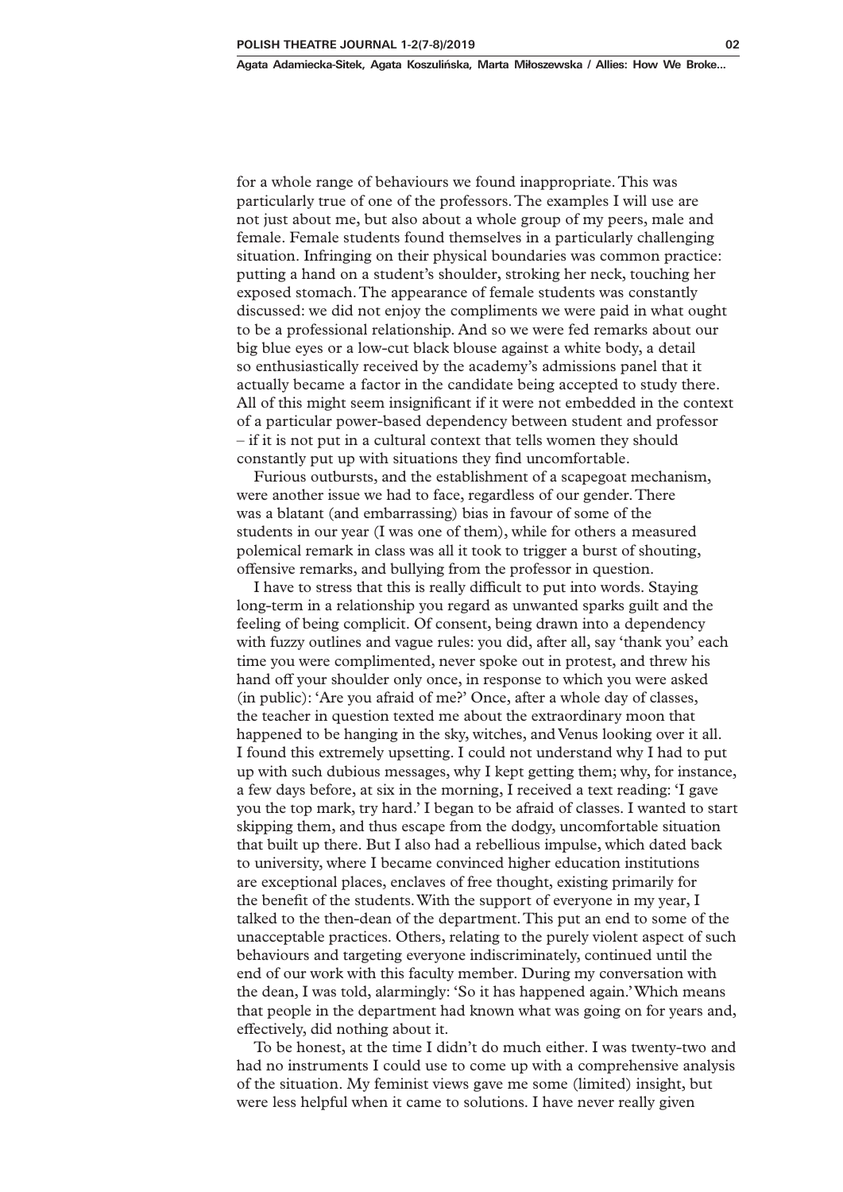for a whole range of behaviours we found inappropriate. This was particularly true of one of the professors. The examples I will use are not just about me, but also about a whole group of my peers, male and female. Female students found themselves in a particularly challenging situation. Infringing on their physical boundaries was common practice: putting a hand on a student's shoulder, stroking her neck, touching her exposed stomach. The appearance of female students was constantly discussed: we did not enjoy the compliments we were paid in what ought to be a professional relationship. And so we were fed remarks about our big blue eyes or a low-cut black blouse against a white body, a detail so enthusiastically received by the academy's admissions panel that it actually became a factor in the candidate being accepted to study there. All of this might seem insignificant if it were not embedded in the context of a particular power-based dependency between student and professor – if it is not put in a cultural context that tells women they should constantly put up with situations they find uncomfortable.

Furious outbursts, and the establishment of a scapegoat mechanism, were another issue we had to face, regardless of our gender. There was a blatant (and embarrassing) bias in favour of some of the students in our year (I was one of them), while for others a measured polemical remark in class was all it took to trigger a burst of shouting, offensive remarks, and bullying from the professor in question.

I have to stress that this is really difficult to put into words. Staying long-term in a relationship you regard as unwanted sparks guilt and the feeling of being complicit. Of consent, being drawn into a dependency with fuzzy outlines and vague rules: you did, after all, say 'thank you' each time you were complimented, never spoke out in protest, and threw his hand off your shoulder only once, in response to which you were asked (in public): 'Are you afraid of me?' Once, after a whole day of classes, the teacher in question texted me about the extraordinary moon that happened to be hanging in the sky, witches, and Venus looking over it all. I found this extremely upsetting. I could not understand why I had to put up with such dubious messages, why I kept getting them; why, for instance, a few days before, at six in the morning, I received a text reading: 'I gave you the top mark, try hard.' I began to be afraid of classes. I wanted to start skipping them, and thus escape from the dodgy, uncomfortable situation that built up there. But I also had a rebellious impulse, which dated back to university, where I became convinced higher education institutions are exceptional places, enclaves of free thought, existing primarily for the benefit of the students. With the support of everyone in my year, I talked to the then-dean of the department. This put an end to some of the unacceptable practices. Others, relating to the purely violent aspect of such behaviours and targeting everyone indiscriminately, continued until the end of our work with this faculty member. During my conversation with the dean, I was told, alarmingly: 'So it has happened again.' Which means that people in the department had known what was going on for years and, effectively, did nothing about it.

To be honest, at the time I didn't do much either. I was twenty-two and had no instruments I could use to come up with a comprehensive analysis of the situation. My feminist views gave me some (limited) insight, but were less helpful when it came to solutions. I have never really given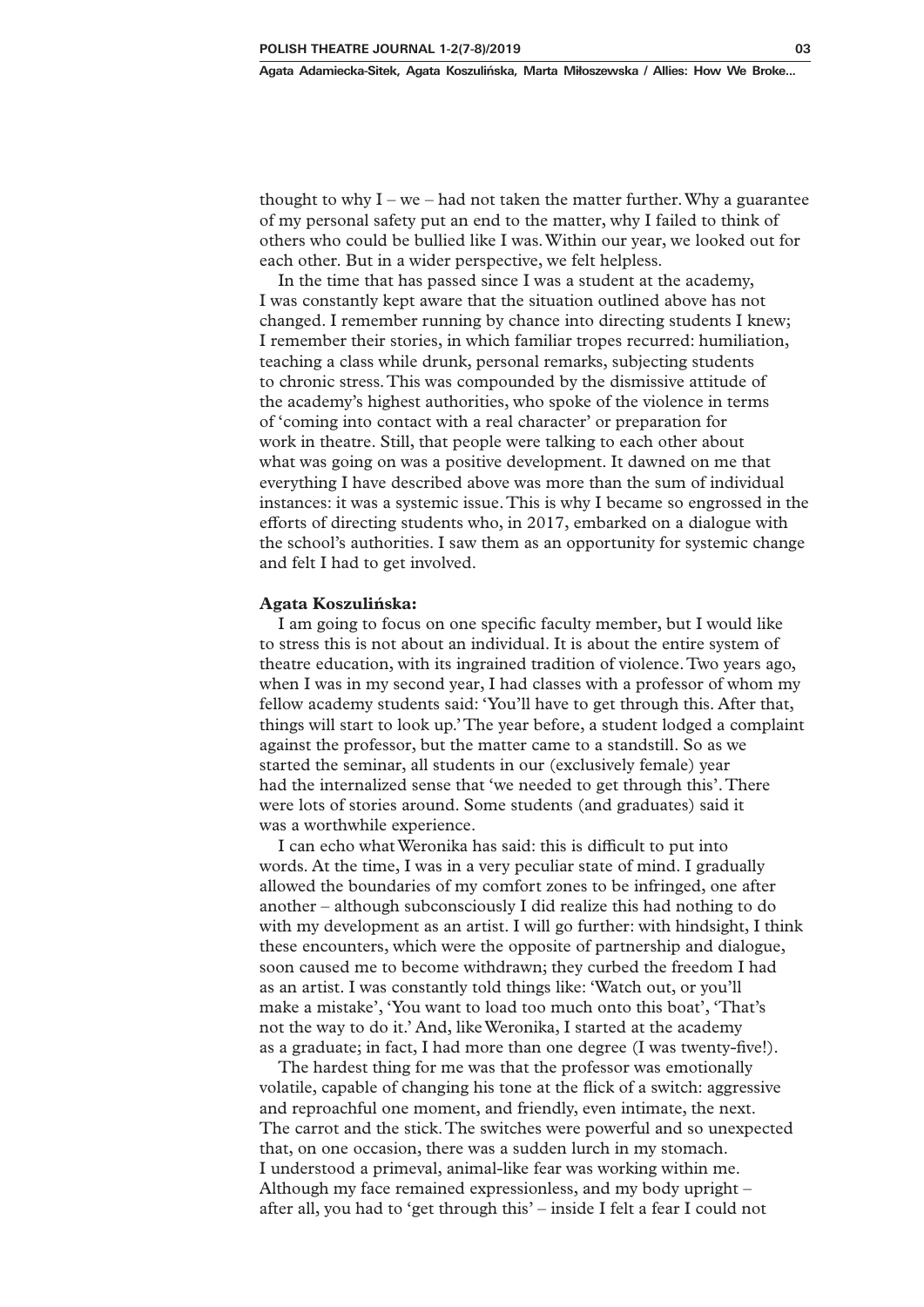thought to why I – we – had not taken the matter further. Why a guarantee of my personal safety put an end to the matter, why I failed to think of others who could be bullied like I was. Within our year, we looked out for each other. But in a wider perspective, we felt helpless.

In the time that has passed since I was a student at the academy, I was constantly kept aware that the situation outlined above has not changed. I remember running by chance into directing students I knew; I remember their stories, in which familiar tropes recurred: humiliation, teaching a class while drunk, personal remarks, subjecting students to chronic stress. This was compounded by the dismissive attitude of the academy's highest authorities, who spoke of the violence in terms of 'coming into contact with a real character' or preparation for work in theatre. Still, that people were talking to each other about what was going on was a positive development. It dawned on me that everything I have described above was more than the sum of individual instances: it was a systemic issue. This is why I became so engrossed in the efforts of directing students who, in 2017, embarked on a dialogue with the school's authorities. I saw them as an opportunity for systemic change and felt I had to get involved.

**Agata Koszulińska:**

I am going to focus on one specific faculty member, but I would like to stress this is not about an individual. It is about the entire system of theatre education, with its ingrained tradition of violence. Two years ago, when I was in my second year, I had classes with a professor of whom my fellow academy students said: 'You'll have to get through this. After that, things will start to look up.' The year before, a student lodged a complaint against the professor, but the matter came to a standstill. So as we started the seminar, all students in our (exclusively female) year had the internalized sense that 'we needed to get through this'. There were lots of stories around. Some students (and graduates) said it was a worthwhile experience.

I can echo what Weronika has said: this is difficult to put into words. At the time, I was in a very peculiar state of mind. I gradually allowed the boundaries of my comfort zones to be infringed, one after another – although subconsciously I did realize this had nothing to do with my development as an artist. I will go further: with hindsight, I think these encounters, which were the opposite of partnership and dialogue, soon caused me to become withdrawn; they curbed the freedom I had as an artist. I was constantly told things like: 'Watch out, or you'll make a mistake', 'You want to load too much onto this boat', 'That's not the way to do it.' And, like Weronika, I started at the academy as a graduate; in fact, I had more than one degree (I was twenty-five!).

The hardest thing for me was that the professor was emotionally volatile, capable of changing his tone at the flick of a switch: aggressive and reproachful one moment, and friendly, even intimate, the next. The carrot and the stick. The switches were powerful and so unexpected that, on one occasion, there was a sudden lurch in my stomach. I understood a primeval, animal-like fear was working within me. Although my face remained expressionless, and my body upright – after all, you had to 'get through this' – inside I felt a fear I could not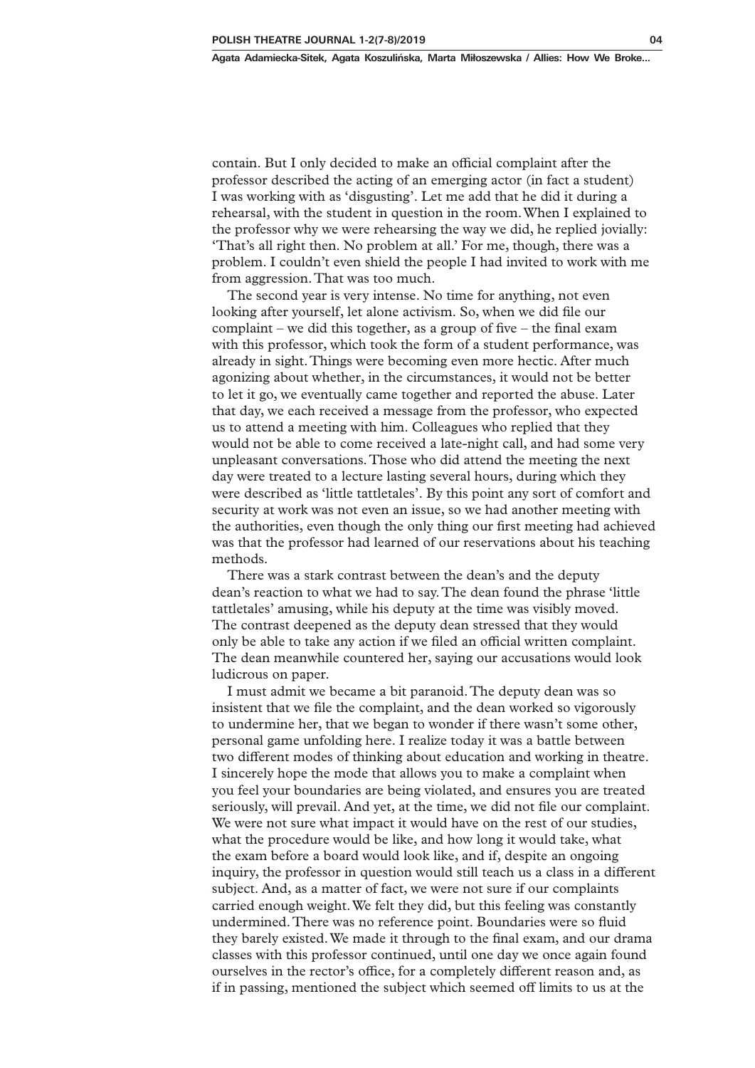contain. But I only decided to make an official complaint after the professor described the acting of an emerging actor (in fact a student) I was working with as 'disgusting'. Let me add that he did it during a rehearsal, with the student in question in the room. When I explained to the professor why we were rehearsing the way we did, he replied jovially: 'That's all right then. No problem at all.' For me, though, there was a problem. I couldn't even shield the people I had invited to work with me from aggression. That was too much.

The second year is very intense. No time for anything, not even looking after yourself, let alone activism. So, when we did file our complaint – we did this together, as a group of five – the final exam with this professor, which took the form of a student performance, was already in sight. Things were becoming even more hectic. After much agonizing about whether, in the circumstances, it would not be better to let it go, we eventually came together and reported the abuse. Later that day, we each received a message from the professor, who expected us to attend a meeting with him. Colleagues who replied that they would not be able to come received a late-night call, and had some very unpleasant conversations. Those who did attend the meeting the next day were treated to a lecture lasting several hours, during which they were described as 'little tattletales'. By this point any sort of comfort and security at work was not even an issue, so we had another meeting with the authorities, even though the only thing our first meeting had achieved was that the professor had learned of our reservations about his teaching methods.

There was a stark contrast between the dean's and the deputy dean's reaction to what we had to say. The dean found the phrase 'little tattletales' amusing, while his deputy at the time was visibly moved. The contrast deepened as the deputy dean stressed that they would only be able to take any action if we filed an official written complaint. The dean meanwhile countered her, saying our accusations would look ludicrous on paper.

I must admit we became a bit paranoid. The deputy dean was so insistent that we file the complaint, and the dean worked so vigorously to undermine her, that we began to wonder if there wasn't some other, personal game unfolding here. I realize today it was a battle between two different modes of thinking about education and working in theatre. I sincerely hope the mode that allows you to make a complaint when you feel your boundaries are being violated, and ensures you are treated seriously, will prevail. And yet, at the time, we did not file our complaint. We were not sure what impact it would have on the rest of our studies, what the procedure would be like, and how long it would take, what the exam before a board would look like, and if, despite an ongoing inquiry, the professor in question would still teach us a class in a different subject. And, as a matter of fact, we were not sure if our complaints carried enough weight. We felt they did, but this feeling was constantly undermined. There was no reference point. Boundaries were so fluid they barely existed. We made it through to the final exam, and our drama classes with this professor continued, until one day we once again found ourselves in the rector's office, for a completely different reason and, as if in passing, mentioned the subject which seemed off limits to us at the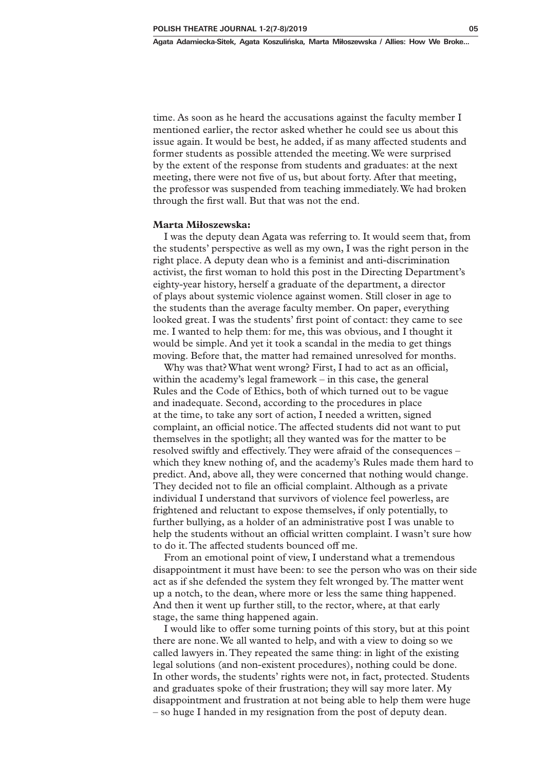time. As soon as he heard the accusations against the faculty member I mentioned earlier, the rector asked whether he could see us about this issue again. It would be best, he added, if as many affected students and former students as possible attended the meeting. We were surprised by the extent of the response from students and graduates: at the next meeting, there were not five of us, but about forty. After that meeting, the professor was suspended from teaching immediately. We had broken through the first wall. But that was not the end.

**Marta Miłoszewska:**

I was the deputy dean Agata was referring to. It would seem that, from the students' perspective as well as my own, I was the right person in the right place. A deputy dean who is a feminist and anti-discrimination activist, the first woman to hold this post in the Directing Department's eighty-year history, herself a graduate of the department, a director of plays about systemic violence against women. Still closer in age to the students than the average faculty member. On paper, everything looked great. I was the students' first point of contact: they came to see me. I wanted to help them: for me, this was obvious, and I thought it would be simple. And yet it took a scandal in the media to get things moving. Before that, the matter had remained unresolved for months.

Why was that? What went wrong? First, I had to act as an official, within the academy's legal framework – in this case, the general Rules and the Code of Ethics, both of which turned out to be vague and inadequate. Second, according to the procedures in place at the time, to take any sort of action, I needed a written, signed complaint, an official notice. The affected students did not want to put themselves in the spotlight; all they wanted was for the matter to be resolved swiftly and effectively. They were afraid of the consequences – which they knew nothing of, and the academy's Rules made them hard to predict. And, above all, they were concerned that nothing would change. They decided not to file an official complaint. Although as a private individual I understand that survivors of violence feel powerless, are frightened and reluctant to expose themselves, if only potentially, to further bullying, as a holder of an administrative post I was unable to help the students without an official written complaint. I wasn't sure how to do it. The affected students bounced off me.

From an emotional point of view, I understand what a tremendous disappointment it must have been: to see the person who was on their side act as if she defended the system they felt wronged by. The matter went up a notch, to the dean, where more or less the same thing happened. And then it went up further still, to the rector, where, at that early stage, the same thing happened again.

I would like to offer some turning points of this story, but at this point there are none. We all wanted to help, and with a view to doing so we called lawyers in. They repeated the same thing: in light of the existing legal solutions (and non-existent procedures), nothing could be done. In other words, the students' rights were not, in fact, protected. Students and graduates spoke of their frustration; they will say more later. My disappointment and frustration at not being able to help them were huge – so huge I handed in my resignation from the post of deputy dean.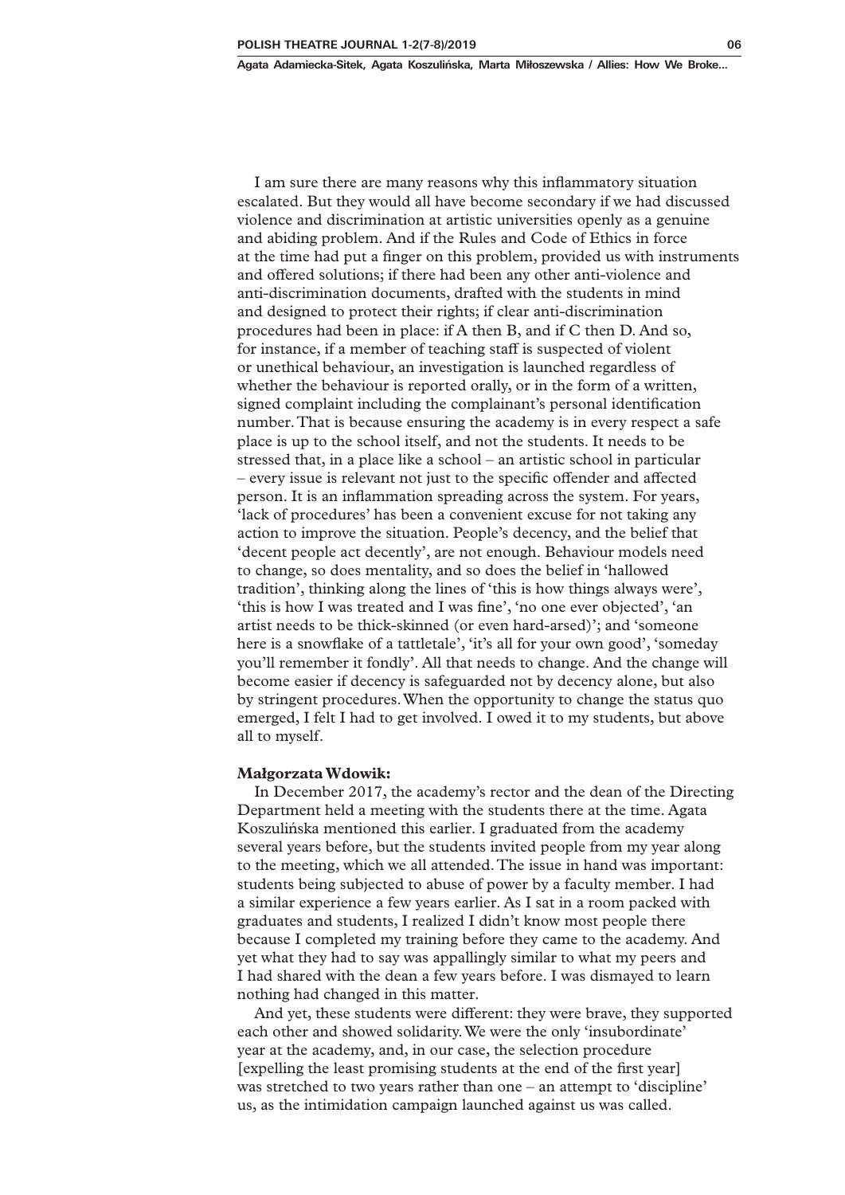I am sure there are many reasons why this inflammatory situation escalated. But they would all have become secondary if we had discussed violence and discrimination at artistic universities openly as a genuine and abiding problem. And if the Rules and Code of Ethics in force at the time had put a finger on this problem, provided us with instruments and offered solutions; if there had been any other anti-violence and anti-discrimination documents, drafted with the students in mind and designed to protect their rights; if clear anti-discrimination procedures had been in place: if A then B, and if C then D. And so, for instance, if a member of teaching staff is suspected of violent or unethical behaviour, an investigation is launched regardless of whether the behaviour is reported orally, or in the form of a written, signed complaint including the complainant's personal identification number. That is because ensuring the academy is in every respect a safe place is up to the school itself, and not the students. It needs to be stressed that, in a place like a school – an artistic school in particular – every issue is relevant not just to the specific offender and affected person. It is an inflammation spreading across the system. For years, 'lack of procedures' has been a convenient excuse for not taking any action to improve the situation. People's decency, and the belief that 'decent people act decently', are not enough. Behaviour models need to change, so does mentality, and so does the belief in 'hallowed tradition', thinking along the lines of 'this is how things always were', 'this is how I was treated and I was fine', 'no one ever objected', 'an artist needs to be thick-skinned (or even hard-arsed)'; and 'someone here is a snowflake of a tattletale', 'it's all for your own good', 'someday you'll remember it fondly'. All that needs to change. And the change will become easier if decency is safeguarded not by decency alone, but also by stringent procedures. When the opportunity to change the status quo emerged, I felt I had to get involved. I owed it to my students, but above all to myself.

**Małgorzata Wdowik:**

In December 2017, the academy's rector and the dean of the Directing Department held a meeting with the students there at the time. Agata Koszulińska mentioned this earlier. I graduated from the academy several years before, but the students invited people from my year along to the meeting, which we all attended. The issue in hand was important: students being subjected to abuse of power by a faculty member. I had a similar experience a few years earlier. As I sat in a room packed with graduates and students, I realized I didn't know most people there because I completed my training before they came to the academy. And yet what they had to say was appallingly similar to what my peers and I had shared with the dean a few years before. I was dismayed to learn nothing had changed in this matter.

And yet, these students were different: they were brave, they supported each other and showed solidarity. We were the only 'insubordinate' year at the academy, and, in our case, the selection procedure [expelling the least promising students at the end of the first year] was stretched to two years rather than one – an attempt to 'discipline' us, as the intimidation campaign launched against us was called.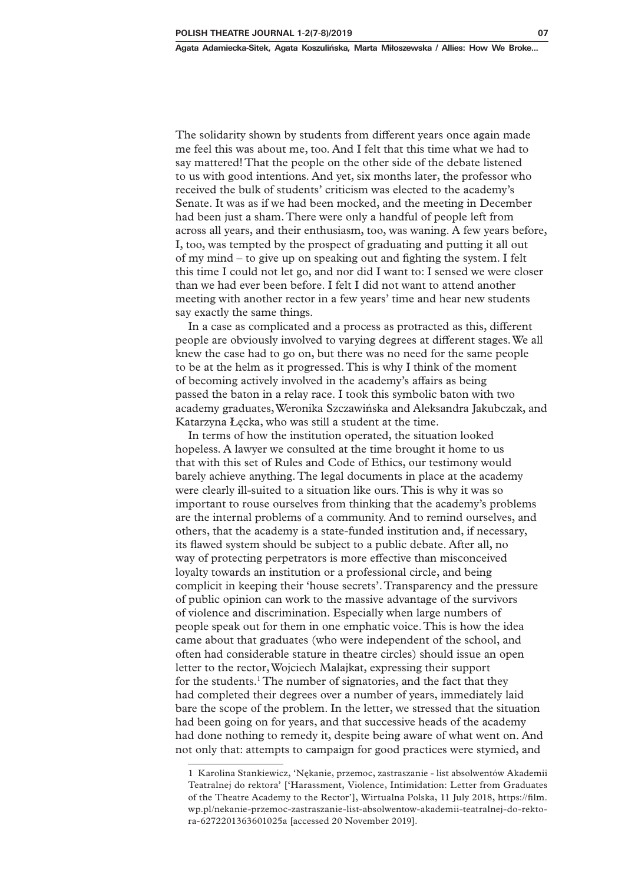The solidarity shown by students from different years once again made me feel this was about me, too. And I felt that this time what we had to say mattered! That the people on the other side of the debate listened to us with good intentions. And yet, six months later, the professor who received the bulk of students' criticism was elected to the academy's Senate. It was as if we had been mocked, and the meeting in December had been just a sham. There were only a handful of people left from across all years, and their enthusiasm, too, was waning. A few years before, I, too, was tempted by the prospect of graduating and putting it all out of my mind – to give up on speaking out and fighting the system. I felt this time I could not let go, and nor did I want to: I sensed we were closer than we had ever been before. I felt I did not want to attend another meeting with another rector in a few years' time and hear new students say exactly the same things.

In a case as complicated and a process as protracted as this, different people are obviously involved to varying degrees at different stages. We all knew the case had to go on, but there was no need for the same people to be at the helm as it progressed. This is why I think of the moment of becoming actively involved in the academy's affairs as being passed the baton in a relay race. I took this symbolic baton with two academy graduates, Weronika Szczawińska and Aleksandra Jakubczak, and Katarzyna Łęcka, who was still a student at the time.

In terms of how the institution operated, the situation looked hopeless. A lawyer we consulted at the time brought it home to us that with this set of Rules and Code of Ethics, our testimony would barely achieve anything. The legal documents in place at the academy were clearly ill-suited to a situation like ours. This is why it was so important to rouse ourselves from thinking that the academy's problems are the internal problems of a community. And to remind ourselves, and others, that the academy is a state-funded institution and, if necessary, its flawed system should be subject to a public debate. After all, no way of protecting perpetrators is more effective than misconceived loyalty towards an institution or a professional circle, and being complicit in keeping their 'house secrets'. Transparency and the pressure of public opinion can work to the massive advantage of the survivors of violence and discrimination. Especially when large numbers of people speak out for them in one emphatic voice. This is how the idea came about that graduates (who were independent of the school, and often had considerable stature in theatre circles) should issue an open letter to the rector, Wojciech Malajkat, expressing their support for the students.[1] The number of signatories, and the fact that they had completed their degrees over a number of years, immediately laid bare the scope of the problem. In the letter, we stressed that the situation had been going on for years, and that successive heads of the academy had done nothing to remedy it, despite being aware of what went on. And not only that: attempts to campaign for good practices were stymied, and

---

1 Karolina Stankiewicz, 'Nękanie, przemoc, zastraszanie - list absolwentów Akademii Teatralnej do rektora' ['Harassment, Violence, Intimidation: Letter from Graduates of the Theatre Academy to the Rector'], Wirtualna Polska, 11 July 2018, https://film.wp.pl/nekanie-przemoc-zastraszanie-list-absolwentow-akademii-teatralnej-do-rektora-6272201363601025a [accessed 20 November 2019].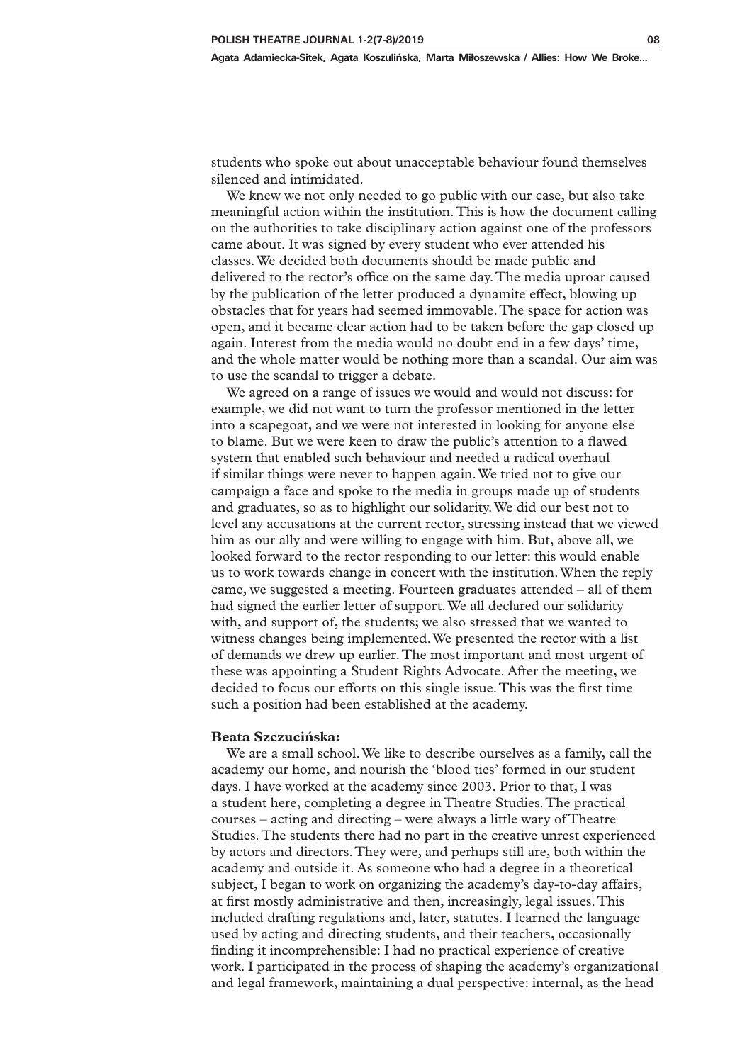students who spoke out about unacceptable behaviour found themselves silenced and intimidated.

We knew we not only needed to go public with our case, but also take meaningful action within the institution. This is how the document calling on the authorities to take disciplinary action against one of the professors came about. It was signed by every student who ever attended his classes. We decided both documents should be made public and delivered to the rector's office on the same day. The media uproar caused by the publication of the letter produced a dynamite effect, blowing up obstacles that for years had seemed immovable. The space for action was open, and it became clear action had to be taken before the gap closed up again. Interest from the media would no doubt end in a few days' time, and the whole matter would be nothing more than a scandal. Our aim was to use the scandal to trigger a debate.

We agreed on a range of issues we would and would not discuss: for example, we did not want to turn the professor mentioned in the letter into a scapegoat, and we were not interested in looking for anyone else to blame. But we were keen to draw the public's attention to a flawed system that enabled such behaviour and needed a radical overhaul if similar things were never to happen again. We tried not to give our campaign a face and spoke to the media in groups made up of students and graduates, so as to highlight our solidarity. We did our best not to level any accusations at the current rector, stressing instead that we viewed him as our ally and were willing to engage with him. But, above all, we looked forward to the rector responding to our letter: this would enable us to work towards change in concert with the institution. When the reply came, we suggested a meeting. Fourteen graduates attended – all of them had signed the earlier letter of support. We all declared our solidarity with, and support of, the students; we also stressed that we wanted to witness changes being implemented. We presented the rector with a list of demands we drew up earlier. The most important and most urgent of these was appointing a Student Rights Advocate. After the meeting, we decided to focus our efforts on this single issue. This was the first time such a position had been established at the academy.

**Beata Szczucińska:**

We are a small school. We like to describe ourselves as a family, call the academy our home, and nourish the 'blood ties' formed in our student days. I have worked at the academy since 2003. Prior to that, I was a student here, completing a degree in Theatre Studies. The practical courses – acting and directing – were always a little wary of Theatre Studies. The students there had no part in the creative unrest experienced by actors and directors. They were, and perhaps still are, both within the academy and outside it. As someone who had a degree in a theoretical subject, I began to work on organizing the academy's day-to-day affairs, at first mostly administrative and then, increasingly, legal issues. This included drafting regulations and, later, statutes. I learned the language used by acting and directing students, and their teachers, occasionally finding it incomprehensible: I had no practical experience of creative work. I participated in the process of shaping the academy's organizational and legal framework, maintaining a dual perspective: internal, as the head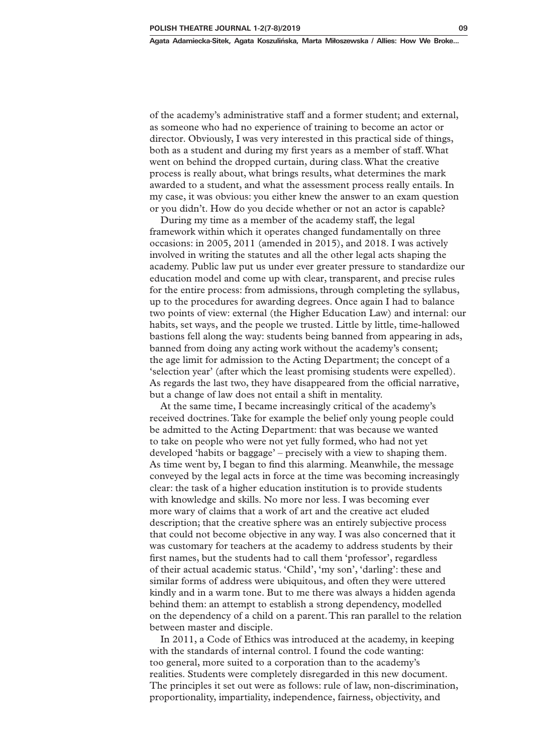of the academy's administrative staff and a former student; and external, as someone who had no experience of training to become an actor or director. Obviously, I was very interested in this practical side of things, both as a student and during my first years as a member of staff. What went on behind the dropped curtain, during class. What the creative process is really about, what brings results, what determines the mark awarded to a student, and what the assessment process really entails. In my case, it was obvious: you either knew the answer to an exam question or you didn't. How do you decide whether or not an actor is capable?

During my time as a member of the academy staff, the legal framework within which it operates changed fundamentally on three occasions: in 2005, 2011 (amended in 2015), and 2018. I was actively involved in writing the statutes and all the other legal acts shaping the academy. Public law put us under ever greater pressure to standardize our education model and come up with clear, transparent, and precise rules for the entire process: from admissions, through completing the syllabus, up to the procedures for awarding degrees. Once again I had to balance two points of view: external (the Higher Education Law) and internal: our habits, set ways, and the people we trusted. Little by little, time-hallowed bastions fell along the way: students being banned from appearing in ads, banned from doing any acting work without the academy's consent; the age limit for admission to the Acting Department; the concept of a 'selection year' (after which the least promising students were expelled). As regards the last two, they have disappeared from the official narrative, but a change of law does not entail a shift in mentality.

At the same time, I became increasingly critical of the academy's received doctrines. Take for example the belief only young people could be admitted to the Acting Department: that was because we wanted to take on people who were not yet fully formed, who had not yet developed 'habits or baggage' – precisely with a view to shaping them. As time went by, I began to find this alarming. Meanwhile, the message conveyed by the legal acts in force at the time was becoming increasingly clear: the task of a higher education institution is to provide students with knowledge and skills. No more nor less. I was becoming ever more wary of claims that a work of art and the creative act eluded description; that the creative sphere was an entirely subjective process that could not become objective in any way. I was also concerned that it was customary for teachers at the academy to address students by their first names, but the students had to call them 'professor', regardless of their actual academic status. 'Child', 'my son', 'darling': these and similar forms of address were ubiquitous, and often they were uttered kindly and in a warm tone. But to me there was always a hidden agenda behind them: an attempt to establish a strong dependency, modelled on the dependency of a child on a parent. This ran parallel to the relation between master and disciple.

In 2011, a Code of Ethics was introduced at the academy, in keeping with the standards of internal control. I found the code wanting: too general, more suited to a corporation than to the academy's realities. Students were completely disregarded in this new document. The principles it set out were as follows: rule of law, non-discrimination, proportionality, impartiality, independence, fairness, objectivity, and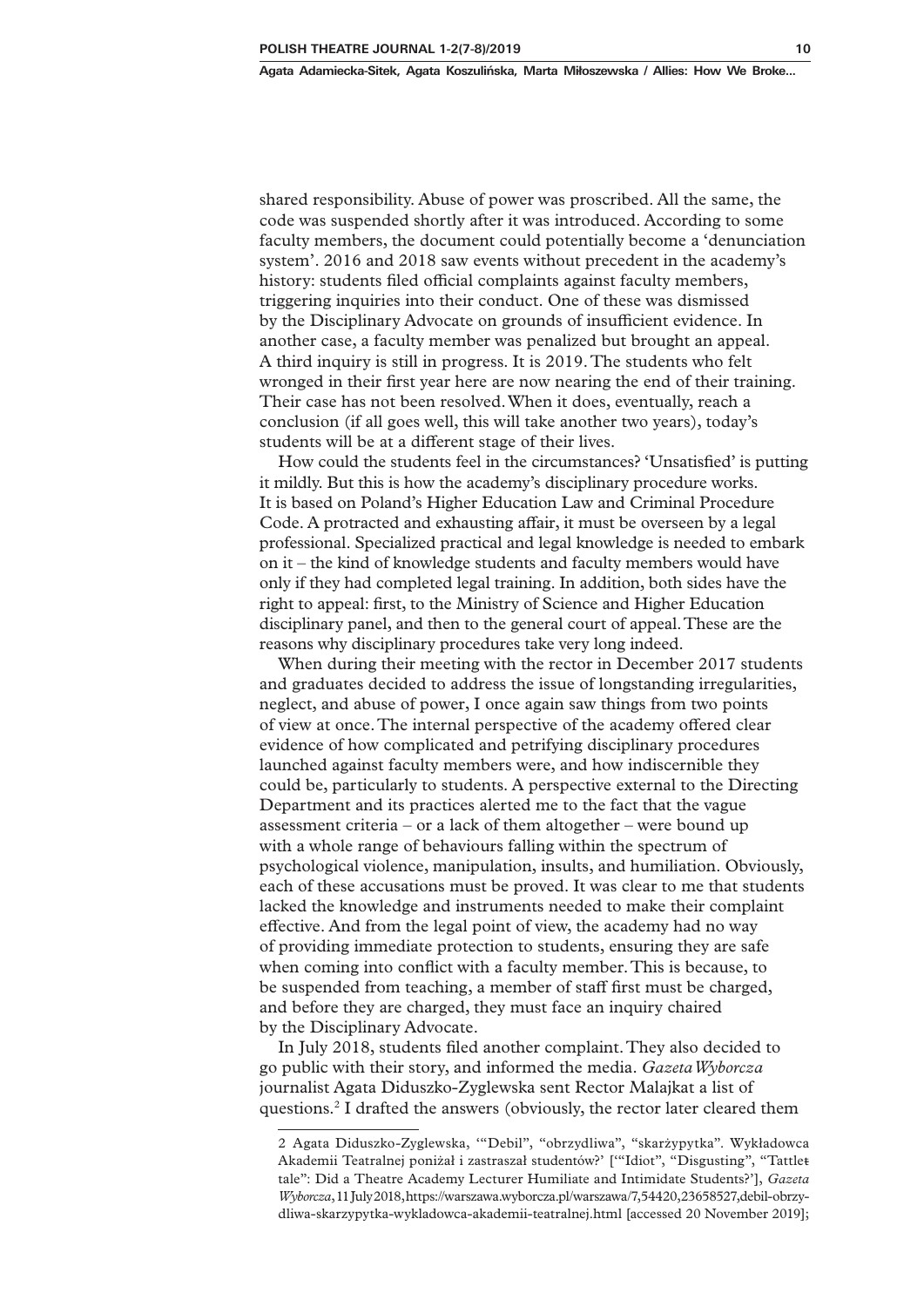shared responsibility. Abuse of power was proscribed. All the same, the code was suspended shortly after it was introduced. According to some faculty members, the document could potentially become a 'denunciation system'. 2016 and 2018 saw events without precedent in the academy's history: students filed official complaints against faculty members, triggering inquiries into their conduct. One of these was dismissed by the Disciplinary Advocate on grounds of insufficient evidence. In another case, a faculty member was penalized but brought an appeal. A third inquiry is still in progress. It is 2019. The students who felt wronged in their first year here are now nearing the end of their training. Their case has not been resolved. When it does, eventually, reach a conclusion (if all goes well, this will take another two years), today's students will be at a different stage of their lives.

How could the students feel in the circumstances? 'Unsatisfied' is putting it mildly. But this is how the academy's disciplinary procedure works. It is based on Poland's Higher Education Law and Criminal Procedure Code. A protracted and exhausting affair, it must be overseen by a legal professional. Specialized practical and legal knowledge is needed to embark on it – the kind of knowledge students and faculty members would have only if they had completed legal training. In addition, both sides have the right to appeal: first, to the Ministry of Science and Higher Education disciplinary panel, and then to the general court of appeal. These are the reasons why disciplinary procedures take very long indeed.

When during their meeting with the rector in December 2017 students and graduates decided to address the issue of longstanding irregularities, neglect, and abuse of power, I once again saw things from two points of view at once. The internal perspective of the academy offered clear evidence of how complicated and petrifying disciplinary procedures launched against faculty members were, and how indiscernible they could be, particularly to students. A perspective external to the Directing Department and its practices alerted me to the fact that the vague assessment criteria – or a lack of them altogether – were bound up with a whole range of behaviours falling within the spectrum of psychological violence, manipulation, insults, and humiliation. Obviously, each of these accusations must be proved. It was clear to me that students lacked the knowledge and instruments needed to make their complaint effective. And from the legal point of view, the academy had no way of providing immediate protection to students, ensuring they are safe when coming into conflict with a faculty member. This is because, to be suspended from teaching, a member of staff first must be charged, and before they are charged, they must face an inquiry chaired by the Disciplinary Advocate.

In July 2018, students filed another complaint. They also decided to go public with their story, and informed the media. *Gazeta Wyborcza* journalist Agata Diduszko-Zyglewska sent Rector Malajkat a list of questions.[2] I drafted the answers (obviously, the rector later cleared them

---

2 Agata Diduszko-Zyglewska, '"Debil", "obrzydliwa", "skarżypytka". Wykładowca Akademii Teatralnej poniżał i zastraszał studentów?' ['"Idiot", "Disgusting", "Tattletale": Did a Theatre Academy Lecturer Humiliate and Intimidate Students?'], *Gazeta Wyborcza*, 11 July 2018, https://warszawa.wyborcza.pl/warszawa/7,54420,23658527,debil-obrzydliwa-skarzypytka-wykladowca-akademii-teatralnej.html [accessed 20 November 2019];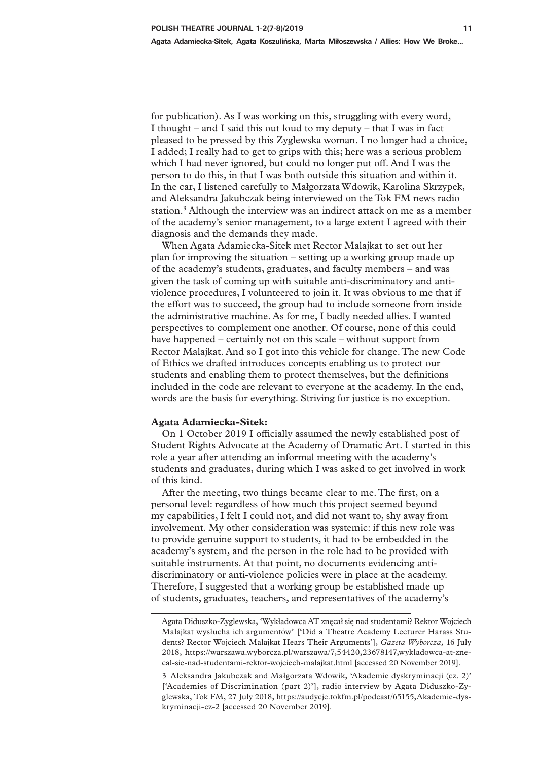for publication). As I was working on this, struggling with every word, I thought – and I said this out loud to my deputy – that I was in fact pleased to be pressed by this Zyglewska woman. I no longer had a choice, I added; I really had to get to grips with this; here was a serious problem which I had never ignored, but could no longer put off. And I was the person to do this, in that I was both outside this situation and within it. In the car, I listened carefully to Małgorzata Wdowik, Karolina Skrzypek, and Aleksandra Jakubczak being interviewed on the Tok FM news radio station.[3] Although the interview was an indirect attack on me as a member of the academy's senior management, to a large extent I agreed with their diagnosis and the demands they made.

When Agata Adamiecka-Sitek met Rector Malajkat to set out her plan for improving the situation – setting up a working group made up of the academy's students, graduates, and faculty members – and was given the task of coming up with suitable anti-discriminatory and anti-violence procedures, I volunteered to join it. It was obvious to me that if the effort was to succeed, the group had to include someone from inside the administrative machine. As for me, I badly needed allies. I wanted perspectives to complement one another. Of course, none of this could have happened – certainly not on this scale – without support from Rector Malajkat. And so I got into this vehicle for change. The new Code of Ethics we drafted introduces concepts enabling us to protect our students and enabling them to protect themselves, but the definitions included in the code are relevant to everyone at the academy. In the end, words are the basis for everything. Striving for justice is no exception.

**Agata Adamiecka-Sitek:**

On 1 October 2019 I officially assumed the newly established post of Student Rights Advocate at the Academy of Dramatic Art. I started in this role a year after attending an informal meeting with the academy's students and graduates, during which I was asked to get involved in work of this kind.

After the meeting, two things became clear to me. The first, on a personal level: regardless of how much this project seemed beyond my capabilities, I felt I could not, and did not want to, shy away from involvement. My other consideration was systemic: if this new role was to provide genuine support to students, it had to be embedded in the academy's system, and the person in the role had to be provided with suitable instruments. At that point, no documents evidencing anti-discriminatory or anti-violence policies were in place at the academy. Therefore, I suggested that a working group be established made up of students, graduates, teachers, and representatives of the academy's

---

Agata Diduszko-Zyglewska, 'Wykładowca AT znęcał się nad studentami? Rektor Wojciech Malajkat wysłucha ich argumentów' ['Did a Theatre Academy Lecturer Harass Students? Rector Wojciech Malajkat Hears Their Arguments'], *Gazeta Wyborcza*, 16 July 2018, https://warszawa.wyborcza.pl/warszawa/7,54420,23678147,wykladowca-at-znecal-sie-nad-studentami-rektor-wojciech-malajkat.html [accessed 20 November 2019].

3 Aleksandra Jakubczak and Małgorzata Wdowik, 'Akademie dyskryminacji (cz. 2)' ['Academies of Discrimination (part 2)'], radio interview by Agata Diduszko-Zyglewska, Tok FM, 27 July 2018, https://audycje.tokfm.pl/podcast/65155,Akademie-dyskryminacji-cz-2 [accessed 20 November 2019].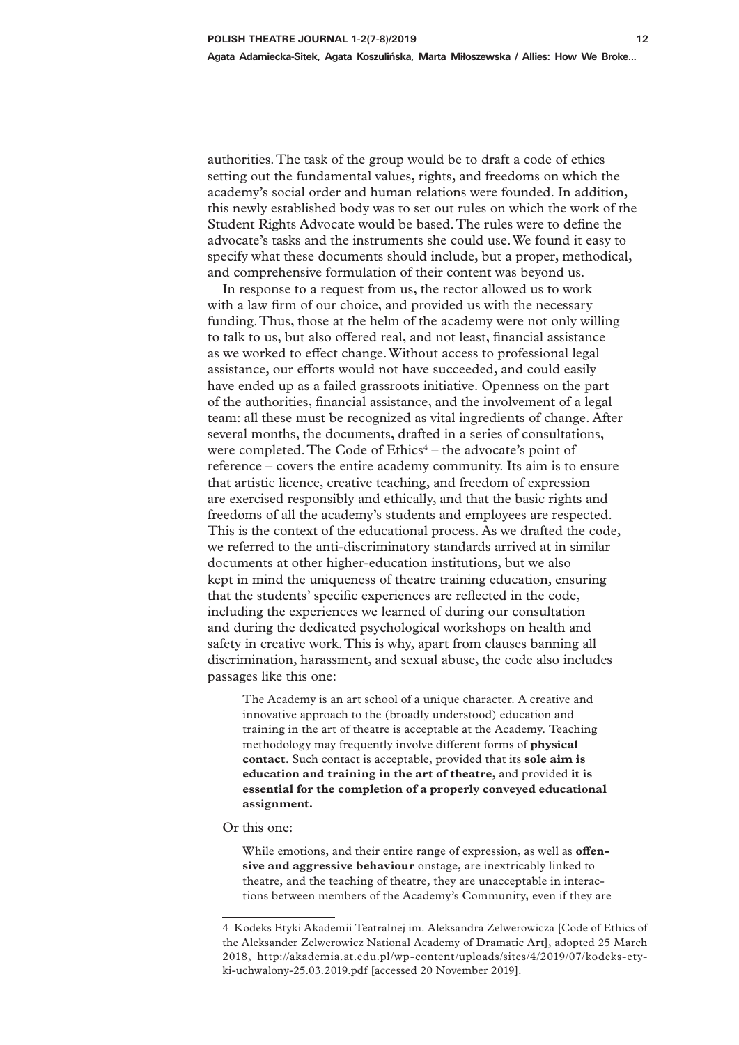authorities. The task of the group would be to draft a code of ethics setting out the fundamental values, rights, and freedoms on which the academy's social order and human relations were founded. In addition, this newly established body was to set out rules on which the work of the Student Rights Advocate would be based. The rules were to define the advocate's tasks and the instruments she could use. We found it easy to specify what these documents should include, but a proper, methodical, and comprehensive formulation of their content was beyond us.

In response to a request from us, the rector allowed us to work with a law firm of our choice, and provided us with the necessary funding. Thus, those at the helm of the academy were not only willing to talk to us, but also offered real, and not least, financial assistance as we worked to effect change. Without access to professional legal assistance, our efforts would not have succeeded, and could easily have ended up as a failed grassroots initiative. Openness on the part of the authorities, financial assistance, and the involvement of a legal team: all these must be recognized as vital ingredients of change. After several months, the documents, drafted in a series of consultations, were completed. The Code of Ethics[4] – the advocate's point of reference – covers the entire academy community. Its aim is to ensure that artistic licence, creative teaching, and freedom of expression are exercised responsibly and ethically, and that the basic rights and freedoms of all the academy's students and employees are respected. This is the context of the educational process. As we drafted the code, we referred to the anti-discriminatory standards arrived at in similar documents at other higher-education institutions, but we also kept in mind the uniqueness of theatre training education, ensuring that the students' specific experiences are reflected in the code, including the experiences we learned of during our consultation and during the dedicated psychological workshops on health and safety in creative work. This is why, apart from clauses banning all discrimination, harassment, and sexual abuse, the code also includes passages like this one:

> The Academy is an art school of a unique character. A creative and innovative approach to the (broadly understood) education and training in the art of theatre is acceptable at the Academy. Teaching methodology may frequently involve different forms of **physical contact**. Such contact is acceptable, provided that its **sole aim is education and training in the art of theatre**, and provided **it is essential for the completion of a properly conveyed educational assignment.**

Or this one:

> While emotions, and their entire range of expression, as well as **offensive and aggressive behaviour** onstage, are inextricably linked to theatre, and the teaching of theatre, they are unacceptable in interactions between members of the Academy's Community, even if they are

---

4 Kodeks Etyki Akademii Teatralnej im. Aleksandra Zelwerowicza [Code of Ethics of the Aleksander Zelwerowicz National Academy of Dramatic Art], adopted 25 March 2018, http://akademia.at.edu.pl/wp-content/uploads/sites/4/2019/07/kodeks-etyki-uchwalony-25.03.2019.pdf [accessed 20 November 2019].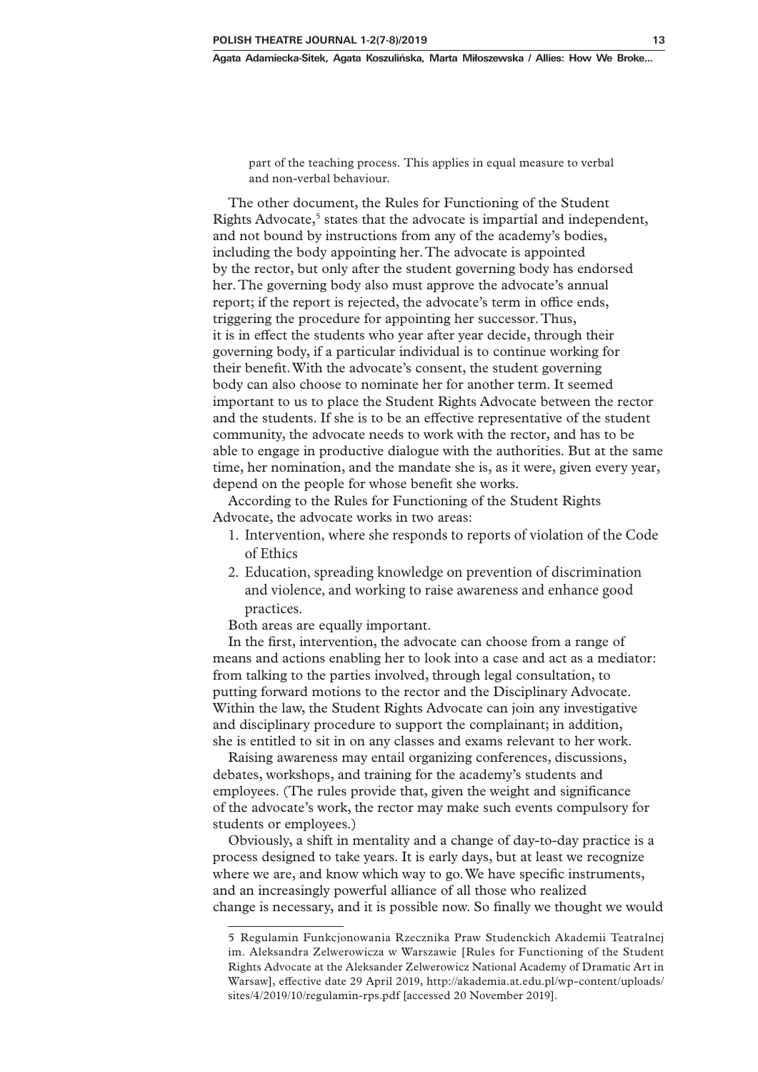part of the teaching process. This applies in equal measure to verbal and non-verbal behaviour.

The other document, the Rules for Functioning of the Student Rights Advocate,[5] states that the advocate is impartial and independent, and not bound by instructions from any of the academy's bodies, including the body appointing her. The advocate is appointed by the rector, but only after the student governing body has endorsed her. The governing body also must approve the advocate's annual report; if the report is rejected, the advocate's term in office ends, triggering the procedure for appointing her successor. Thus, it is in effect the students who year after year decide, through their governing body, if a particular individual is to continue working for their benefit. With the advocate's consent, the student governing body can also choose to nominate her for another term. It seemed important to us to place the Student Rights Advocate between the rector and the students. If she is to be an effective representative of the student community, the advocate needs to work with the rector, and has to be able to engage in productive dialogue with the authorities. But at the same time, her nomination, and the mandate she is, as it were, given every year, depend on the people for whose benefit she works.

According to the Rules for Functioning of the Student Rights Advocate, the advocate works in two areas:

1. Intervention, where she responds to reports of violation of the Code of Ethics
2. Education, spreading knowledge on prevention of discrimination and violence, and working to raise awareness and enhance good practices.

Both areas are equally important.

In the first, intervention, the advocate can choose from a range of means and actions enabling her to look into a case and act as a mediator: from talking to the parties involved, through legal consultation, to putting forward motions to the rector and the Disciplinary Advocate. Within the law, the Student Rights Advocate can join any investigative and disciplinary procedure to support the complainant; in addition, she is entitled to sit in on any classes and exams relevant to her work.

Raising awareness may entail organizing conferences, discussions, debates, workshops, and training for the academy's students and employees. (The rules provide that, given the weight and significance of the advocate's work, the rector may make such events compulsory for students or employees.)

Obviously, a shift in mentality and a change of day-to-day practice is a process designed to take years. It is early days, but at least we recognize where we are, and know which way to go. We have specific instruments, and an increasingly powerful alliance of all those who realized change is necessary, and it is possible now. So finally we thought we would

---

5 Regulamin Funkcjonowania Rzecznika Praw Studenckich Akademii Teatralnej im. Aleksandra Zelwerowicza w Warszawie [Rules for Functioning of the Student Rights Advocate at the Aleksander Zelwerowicz National Academy of Dramatic Art in Warsaw], effective date 29 April 2019, http://akademia.at.edu.pl/wp-content/uploads/sites/4/2019/10/regulamin-rps.pdf [accessed 20 November 2019].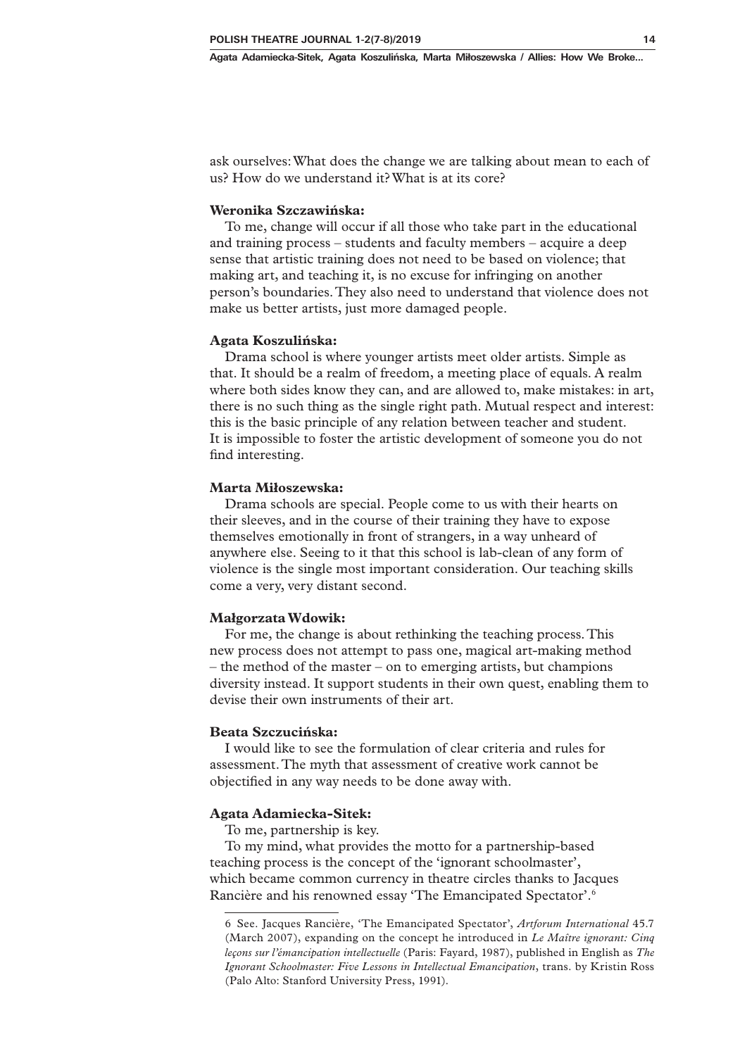ask ourselves: What does the change we are talking about mean to each of us? How do we understand it? What is at its core?

**Weronika Szczawińska:**

To me, change will occur if all those who take part in the educational and training process – students and faculty members – acquire a deep sense that artistic training does not need to be based on violence; that making art, and teaching it, is no excuse for infringing on another person's boundaries. They also need to understand that violence does not make us better artists, just more damaged people.

**Agata Koszulińska:**

Drama school is where younger artists meet older artists. Simple as that. It should be a realm of freedom, a meeting place of equals. A realm where both sides know they can, and are allowed to, make mistakes: in art, there is no such thing as the single right path. Mutual respect and interest: this is the basic principle of any relation between teacher and student. It is impossible to foster the artistic development of someone you do not find interesting.

**Marta Miłoszewska:**

Drama schools are special. People come to us with their hearts on their sleeves, and in the course of their training they have to expose themselves emotionally in front of strangers, in a way unheard of anywhere else. Seeing to it that this school is lab-clean of any form of violence is the single most important consideration. Our teaching skills come a very, very distant second.

**Małgorzata Wdowik:**

For me, the change is about rethinking the teaching process. This new process does not attempt to pass one, magical art-making method – the method of the master – on to emerging artists, but champions diversity instead. It support students in their own quest, enabling them to devise their own instruments of their art.

**Beata Szczucińska:**

I would like to see the formulation of clear criteria and rules for assessment. The myth that assessment of creative work cannot be objectified in any way needs to be done away with.

**Agata Adamiecka-Sitek:**

To me, partnership is key.

To my mind, what provides the motto for a partnership-based teaching process is the concept of the 'ignorant schoolmaster', which became common currency in theatre circles thanks to Jacques Rancière and his renowned essay 'The Emancipated Spectator'.[6]

---

6 See. Jacques Rancière, 'The Emancipated Spectator', *Artforum International* 45.7 (March 2007), expanding on the concept he introduced in *Le Maître ignorant: Cinq leçons sur l'émancipation intellectuelle* (Paris: Fayard, 1987), published in English as *The Ignorant Schoolmaster: Five Lessons in Intellectual Emancipation*, trans. by Kristin Ross (Palo Alto: Stanford University Press, 1991).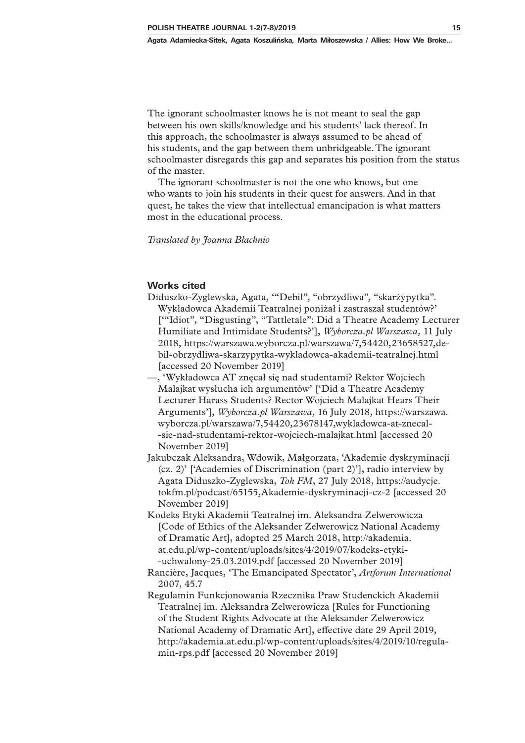The ignorant schoolmaster knows he is not meant to seal the gap between his own skills/knowledge and his students' lack thereof. In this approach, the schoolmaster is always assumed to be ahead of his students, and the gap between them unbridgeable. The ignorant schoolmaster disregards this gap and separates his position from the status of the master.

The ignorant schoolmaster is not the one who knows, but one who wants to join his students in their quest for answers. And in that quest, he takes the view that intellectual emancipation is what matters most in the educational process.

*Translated by Joanna Błachnio*

### Works cited

Diduszko-Zyglewska, Agata, '"Debil", "obrzydliwa", "skarżypytka". Wykładowca Akademii Teatralnej poniżał i zastraszał studentów?' ['"Idiot", "Disgusting", "Tattletale": Did a Theatre Academy Lecturer Humiliate and Intimidate Students?'], *Wyborcza.pl Warszawa*, 11 July 2018, https://warszawa.wyborcza.pl/warszawa/7,54420,23658527,debil-obrzydliwa-skarzypytka-wykladowca-akademii-teatralnej.html [accessed 20 November 2019]

—, 'Wykładowca AT znęcał się nad studentami? Rektor Wojciech Malajkat wysłucha ich argumentów' ['Did a Theatre Academy Lecturer Harass Students? Rector Wojciech Malajkat Hears Their Arguments'], *Wyborcza.pl Warszawa*, 16 July 2018, https://warszawa.wyborcza.pl/warszawa/7,54420,23678147,wykladowca-at-znecal-sie-nad-studentami-rektor-wojciech-malajkat.html [accessed 20 November 2019]

Jakubczak Aleksandra, Wdowik, Małgorzata, 'Akademie dyskryminacji (cz. 2)' ['Academies of Discrimination (part 2)'], radio interview by Agata Diduszko-Zyglewska, *Tok FM*, 27 July 2018, https://audycje.tokfm.pl/podcast/65155,Akademie-dyskryminacji-cz-2 [accessed 20 November 2019]

Kodeks Etyki Akademii Teatralnej im. Aleksandra Zelwerowicza [Code of Ethics of the Aleksander Zelwerowicz National Academy of Dramatic Art], adopted 25 March 2018, http://akademia.at.edu.pl/wp-content/uploads/sites/4/2019/07/kodeks-etyki-uchwalony-25.03.2019.pdf [accessed 20 November 2019]

Rancière, Jacques, 'The Emancipated Spectator', *Artforum International* 2007, 45.7

Regulamin Funkcjonowania Rzecznika Praw Studenckich Akademii Teatralnej im. Aleksandra Zelwerowicza [Rules for Functioning of the Student Rights Advocate at the Aleksander Zelwerowicz National Academy of Dramatic Art], effective date 29 April 2019, http://akademia.at.edu.pl/wp-content/uploads/sites/4/2019/10/regulamin-rps.pdf [accessed 20 November 2019]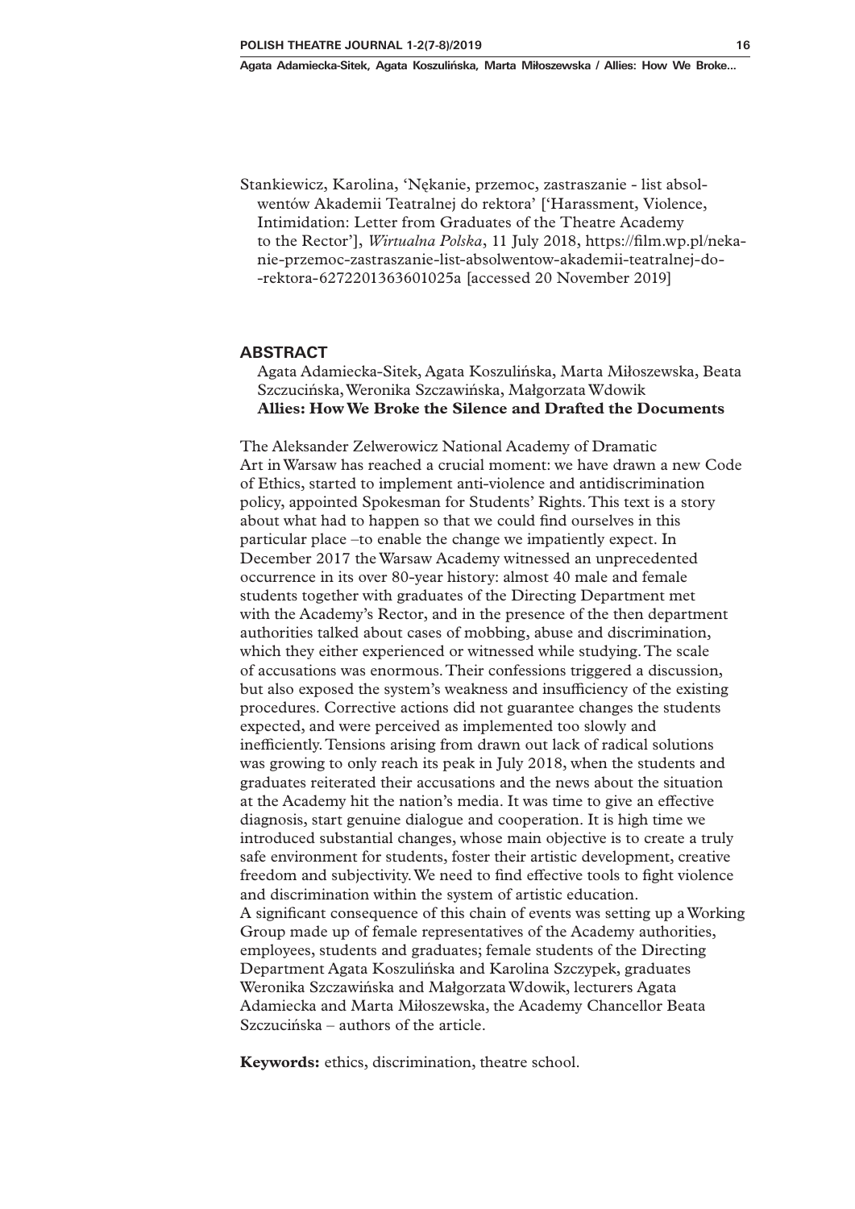Stankiewicz, Karolina, 'Nękanie, przemoc, zastraszanie - list absolwentów Akademii Teatralnej do rektora' ['Harassment, Violence, Intimidation: Letter from Graduates of the Theatre Academy to the Rector'], *Wirtualna Polska*, 11 July 2018, https://film.wp.pl/nekanie-przemoc-zastraszanie-list-absolwentow-akademii-teatralnej-do--rektora-6272201363601025a [accessed 20 November 2019]

## ABSTRACT

Agata Adamiecka-Sitek, Agata Koszulińska, Marta Miłoszewska, Beata Szczucińska, Weronika Szczawińska, Małgorzata Wdowik
**Allies: How We Broke the Silence and Drafted the Documents**

The Aleksander Zelwerowicz National Academy of Dramatic Art in Warsaw has reached a crucial moment: we have drawn a new Code of Ethics, started to implement anti-violence and antidiscrimination policy, appointed Spokesman for Students' Rights. This text is a story about what had to happen so that we could find ourselves in this particular place –to enable the change we impatiently expect. In December 2017 the Warsaw Academy witnessed an unprecedented occurrence in its over 80-year history: almost 40 male and female students together with graduates of the Directing Department met with the Academy's Rector, and in the presence of the then department authorities talked about cases of mobbing, abuse and discrimination, which they either experienced or witnessed while studying. The scale of accusations was enormous. Their confessions triggered a discussion, but also exposed the system's weakness and insufficiency of the existing procedures. Corrective actions did not guarantee changes the students expected, and were perceived as implemented too slowly and inefficiently. Tensions arising from drawn out lack of radical solutions was growing to only reach its peak in July 2018, when the students and graduates reiterated their accusations and the news about the situation at the Academy hit the nation's media. It was time to give an effective diagnosis, start genuine dialogue and cooperation. It is high time we introduced substantial changes, whose main objective is to create a truly safe environment for students, foster their artistic development, creative freedom and subjectivity. We need to find effective tools to fight violence and discrimination within the system of artistic education.
A significant consequence of this chain of events was setting up a Working Group made up of female representatives of the Academy authorities, employees, students and graduates; female students of the Directing Department Agata Koszulińska and Karolina Szczypek, graduates Weronika Szczawińska and Małgorzata Wdowik, lecturers Agata Adamiecka and Marta Miłoszewska, the Academy Chancellor Beata Szczucińska – authors of the article.

**Keywords:** ethics, discrimination, theatre school.